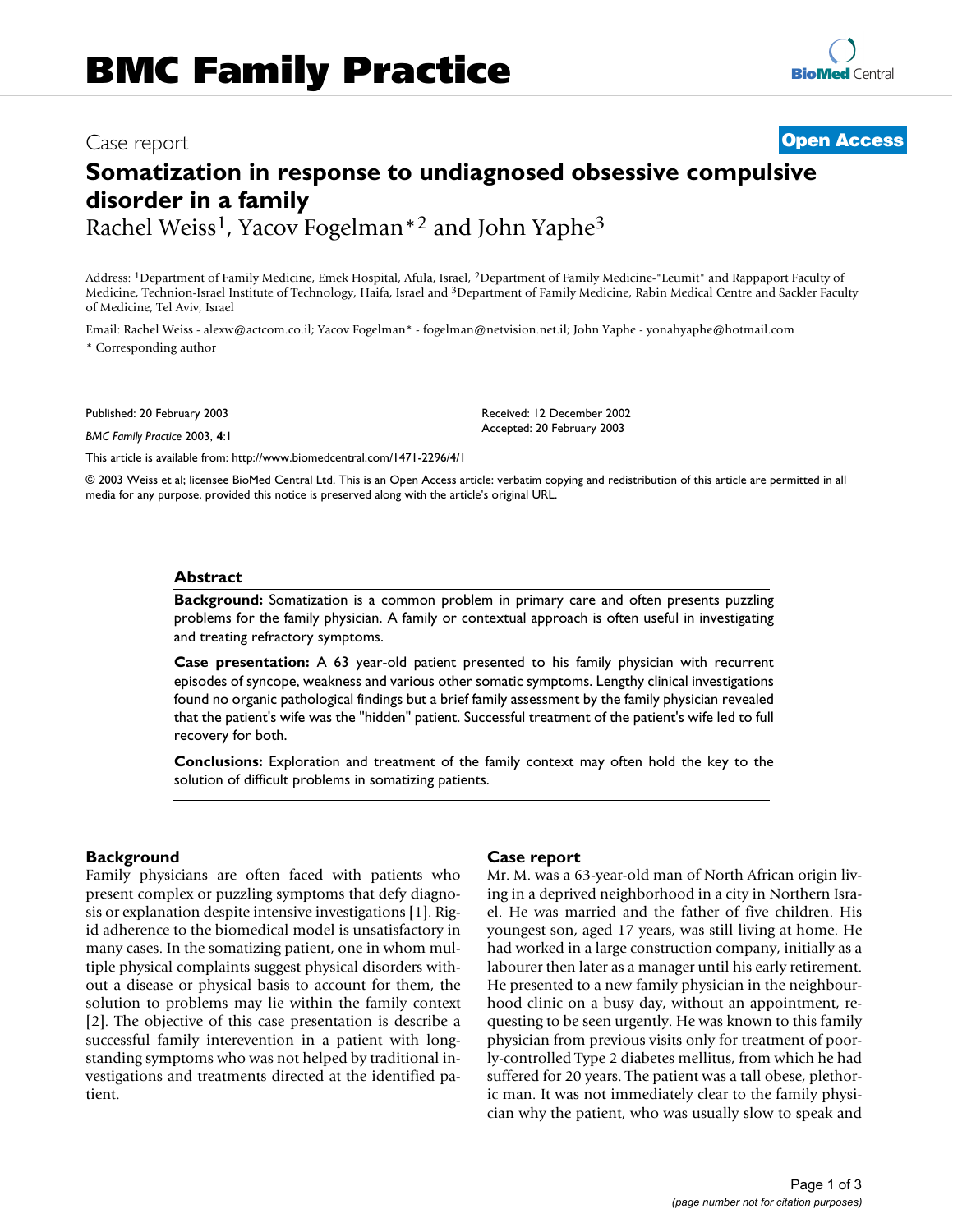Case report

Open Access

# Somatization in response to undiagnosed obsessive compulsive disorder in a family

Rachel Weiss[1], Yacov Fogelman*[2] and John Yaphe[3]

Address: [1]Department of Family Medicine, Emek Hospital, Afula, Israel, [2]Department of Family Medicine-"Leumit" and Rappaport Faculty of Medicine, Technion-Israel Institute of Technology, Haifa, Israel and [3]Department of Family Medicine, Rabin Medical Centre and Sackler Faculty of Medicine, Tel Aviv, Israel

Email: Rachel Weiss - alexw@actcom.co.il; Yacov Fogelman* - fogelman@netvision.net.il; John Yaphe - yonahyaphe@hotmail.com

* Corresponding author

Published: 20 February 2003

*BMC Family Practice* 2003, **4**:1

Received: 12 December 2002
Accepted: 20 February 2003

This article is available from: http://www.biomedcentral.com/1471-2296/4/1

© 2003 Weiss et al; licensee BioMed Central Ltd. This is an Open Access article: verbatim copying and redistribution of this article are permitted in all media for any purpose, provided this notice is preserved along with the article's original URL.

## Abstract

**Background:** Somatization is a common problem in primary care and often presents puzzling problems for the family physician. A family or contextual approach is often useful in investigating and treating refractory symptoms.

**Case presentation:** A 63 year-old patient presented to his family physician with recurrent episodes of syncope, weakness and various other somatic symptoms. Lengthy clinical investigations found no organic pathological findings but a brief family assessment by the family physician revealed that the patient's wife was the "hidden" patient. Successful treatment of the patient's wife led to full recovery for both.

**Conclusions:** Exploration and treatment of the family context may often hold the key to the solution of difficult problems in somatizing patients.

## Background

Family physicians are often faced with patients who present complex or puzzling symptoms that defy diagnosis or explanation despite intensive investigations [1]. Rigid adherence to the biomedical model is unsatisfactory in many cases. In the somatizing patient, one in whom multiple physical complaints suggest physical disorders without a disease or physical basis to account for them, the solution to problems may lie within the family context [2]. The objective of this case presentation is describe a successful family interevention in a patient with longstanding symptoms who was not helped by traditional investigations and treatments directed at the identified patient.

## Case report

Mr. M. was a 63-year-old man of North African origin living in a deprived neighborhood in a city in Northern Israel. He was married and the father of five children. His youngest son, aged 17 years, was still living at home. He had worked in a large construction company, initially as a labourer then later as a manager until his early retirement. He presented to a new family physician in the neighbourhood clinic on a busy day, without an appointment, requesting to be seen urgently. He was known to this family physician from previous visits only for treatment of poorly-controlled Type 2 diabetes mellitus, from which he had suffered for 20 years. The patient was a tall obese, plethoric man. It was not immediately clear to the family physician why the patient, who was usually slow to speak and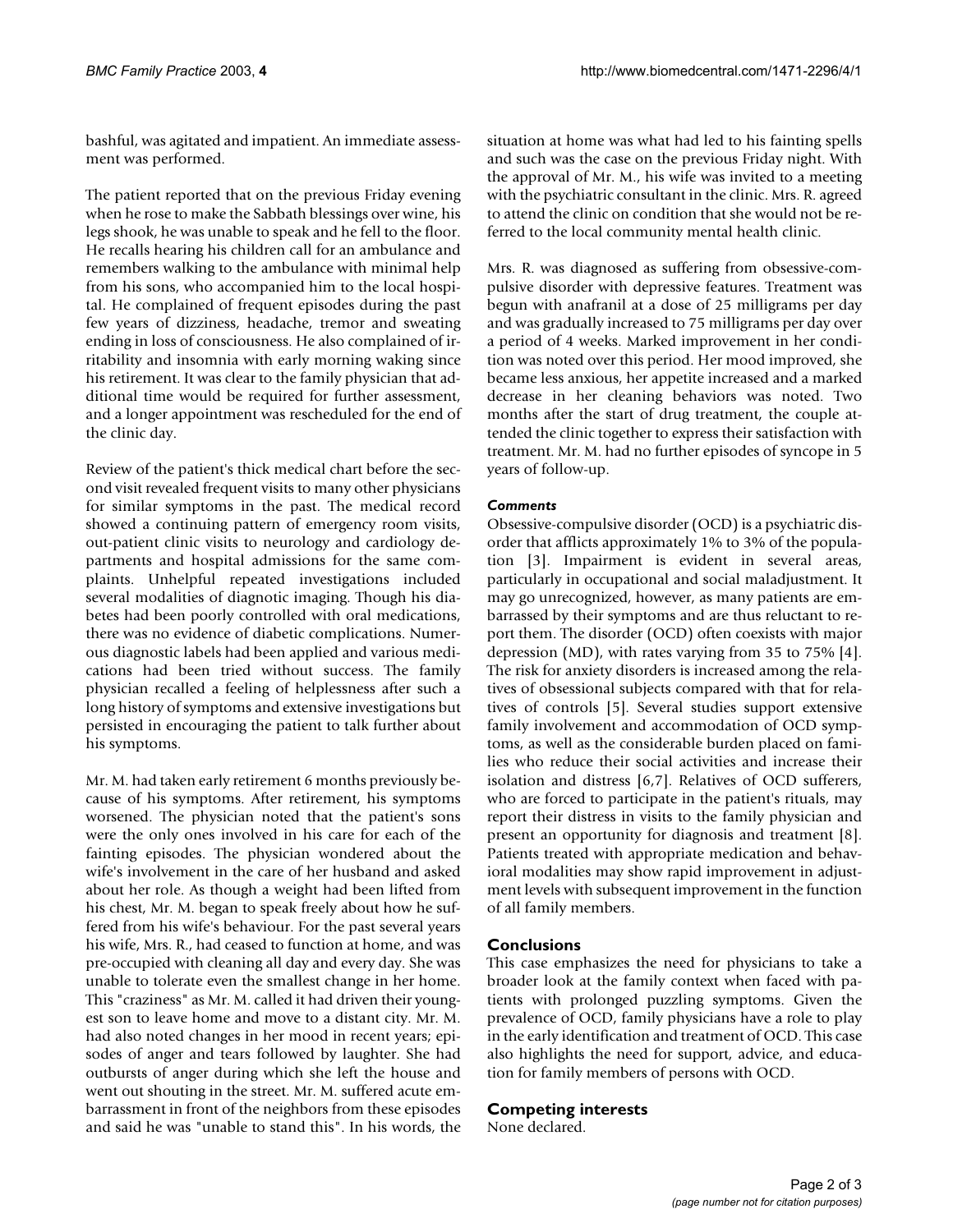bashful, was agitated and impatient. An immediate assessment was performed.

The patient reported that on the previous Friday evening when he rose to make the Sabbath blessings over wine, his legs shook, he was unable to speak and he fell to the floor. He recalls hearing his children call for an ambulance and remembers walking to the ambulance with minimal help from his sons, who accompanied him to the local hospital. He complained of frequent episodes during the past few years of dizziness, headache, tremor and sweating ending in loss of consciousness. He also complained of irritability and insomnia with early morning waking since his retirement. It was clear to the family physician that additional time would be required for further assessment, and a longer appointment was rescheduled for the end of the clinic day.

Review of the patient's thick medical chart before the second visit revealed frequent visits to many other physicians for similar symptoms in the past. The medical record showed a continuing pattern of emergency room visits, out-patient clinic visits to neurology and cardiology departments and hospital admissions for the same complaints. Unhelpful repeated investigations included several modalities of diagnotic imaging. Though his diabetes had been poorly controlled with oral medications, there was no evidence of diabetic complications. Numerous diagnostic labels had been applied and various medications had been tried without success. The family physician recalled a feeling of helplessness after such a long history of symptoms and extensive investigations but persisted in encouraging the patient to talk further about his symptoms.

Mr. M. had taken early retirement 6 months previously because of his symptoms. After retirement, his symptoms worsened. The physician noted that the patient's sons were the only ones involved in his care for each of the fainting episodes. The physician wondered about the wife's involvement in the care of her husband and asked about her role. As though a weight had been lifted from his chest, Mr. M. began to speak freely about how he suffered from his wife's behaviour. For the past several years his wife, Mrs. R., had ceased to function at home, and was pre-occupied with cleaning all day and every day. She was unable to tolerate even the smallest change in her home. This "craziness" as Mr. M. called it had driven their youngest son to leave home and move to a distant city. Mr. M. had also noted changes in her mood in recent years; episodes of anger and tears followed by laughter. She had outbursts of anger during which she left the house and went out shouting in the street. Mr. M. suffered acute embarrassment in front of the neighbors from these episodes and said he was "unable to stand this". In his words, the situation at home was what had led to his fainting spells and such was the case on the previous Friday night. With the approval of Mr. M., his wife was invited to a meeting with the psychiatric consultant in the clinic. Mrs. R. agreed to attend the clinic on condition that she would not be referred to the local community mental health clinic.

Mrs. R. was diagnosed as suffering from obsessive-compulsive disorder with depressive features. Treatment was begun with anafranil at a dose of 25 milligrams per day and was gradually increased to 75 milligrams per day over a period of 4 weeks. Marked improvement in her condition was noted over this period. Her mood improved, she became less anxious, her appetite increased and a marked decrease in her cleaning behaviors was noted. Two months after the start of drug treatment, the couple attended the clinic together to express their satisfaction with treatment. Mr. M. had no further episodes of syncope in 5 years of follow-up.

### *Comments*

Obsessive-compulsive disorder (OCD) is a psychiatric disorder that afflicts approximately 1% to 3% of the population [3]. Impairment is evident in several areas, particularly in occupational and social maladjustment. It may go unrecognized, however, as many patients are embarrassed by their symptoms and are thus reluctant to report them. The disorder (OCD) often coexists with major depression (MD), with rates varying from 35 to 75% [4]. The risk for anxiety disorders is increased among the relatives of obsessional subjects compared with that for relatives of controls [5]. Several studies support extensive family involvement and accommodation of OCD symptoms, as well as the considerable burden placed on families who reduce their social activities and increase their isolation and distress [6,7]. Relatives of OCD sufferers, who are forced to participate in the patient's rituals, may report their distress in visits to the family physician and present an opportunity for diagnosis and treatment [8]. Patients treated with appropriate medication and behavioral modalities may show rapid improvement in adjustment levels with subsequent improvement in the function of all family members.

## Conclusions

This case emphasizes the need for physicians to take a broader look at the family context when faced with patients with prolonged puzzling symptoms. Given the prevalence of OCD, family physicians have a role to play in the early identification and treatment of OCD. This case also highlights the need for support, advice, and education for family members of persons with OCD.

## Competing interests

None declared.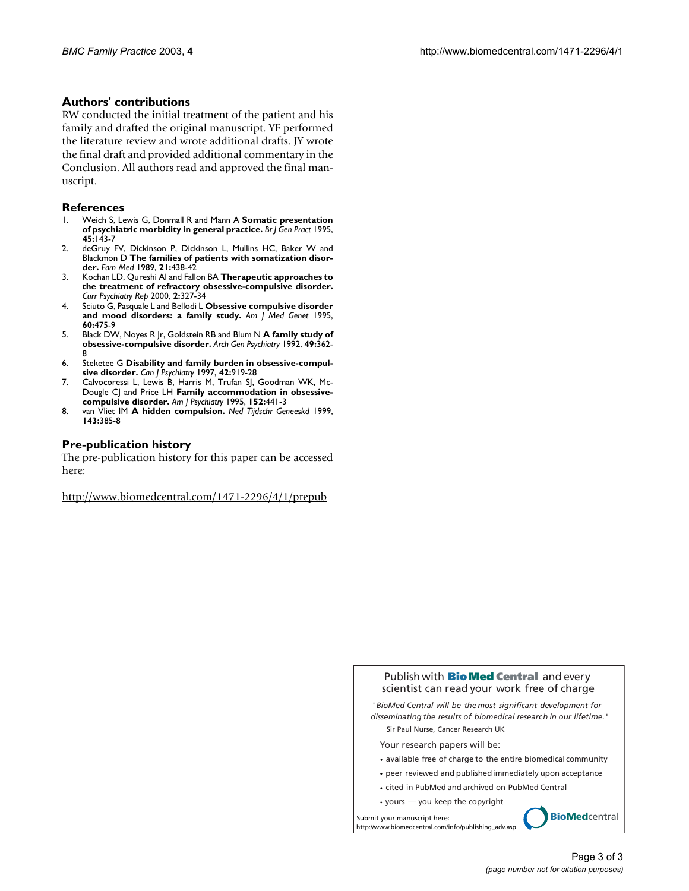## Authors' contributions

RW conducted the initial treatment of the patient and his family and drafted the original manuscript. YF performed the literature review and wrote additional drafts. JY wrote the final draft and provided additional commentary in the Conclusion. All authors read and approved the final manuscript.

## References

1. Weich S, Lewis G, Donmall R and Mann A **Somatic presentation of psychiatric morbidity in general practice.** *Br J Gen Pract* 1995, **45:**143-7
2. deGruy FV, Dickinson P, Dickinson L, Mullins HC, Baker W and Blackmon D **The families of patients with somatization disorder.** *Fam Med* 1989, **21:**438-42
3. Kochan LD, Qureshi AI and Fallon BA **Therapeutic approaches to the treatment of refractory obsessive-compulsive disorder.** *Curr Psychiatry Rep* 2000, **2:**327-34
4. Sciuto G, Pasquale L and Bellodi L **Obsessive compulsive disorder and mood disorders: a family study.** *Am J Med Genet* 1995, **60:**475-9
5. Black DW, Noyes R Jr, Goldstein RB and Blum N **A family study of obsessive-compulsive disorder.** *Arch Gen Psychiatry* 1992, **49:**362-8
6. Steketee G **Disability and family burden in obsessive-compulsive disorder.** *Can J Psychiatry* 1997, **42:**919-28
7. Calvocoressi L, Lewis B, Harris M, Trufan SJ, Goodman WK, McDougle CJ and Price LH **Family accommodation in obsessive-compulsive disorder.** *Am J Psychiatry* 1995, **152:**441-3
8. van Vliet IM **A hidden compulsion.** *Ned Tijdschr Geneeskd* 1999, **143:**385-8

## Pre-publication history

The pre-publication history for this paper can be accessed here:

http://www.biomedcentral.com/1471-2296/4/1/prepub

Publish with **BioMed Central** and every scientist can read your work free of charge

*"BioMed Central will be the most significant development for disseminating the results of biomedical research in our lifetime."*

Sir Paul Nurse, Cancer Research UK

Your research papers will be:

- available free of charge to the entire biomedical community
- peer reviewed and published immediately upon acceptance
- cited in PubMed and archived on PubMed Central
- yours — you keep the copyright

Submit your manuscript here:
http://www.biomedcentral.com/info/publishing_adv.asp

BioMedcentral